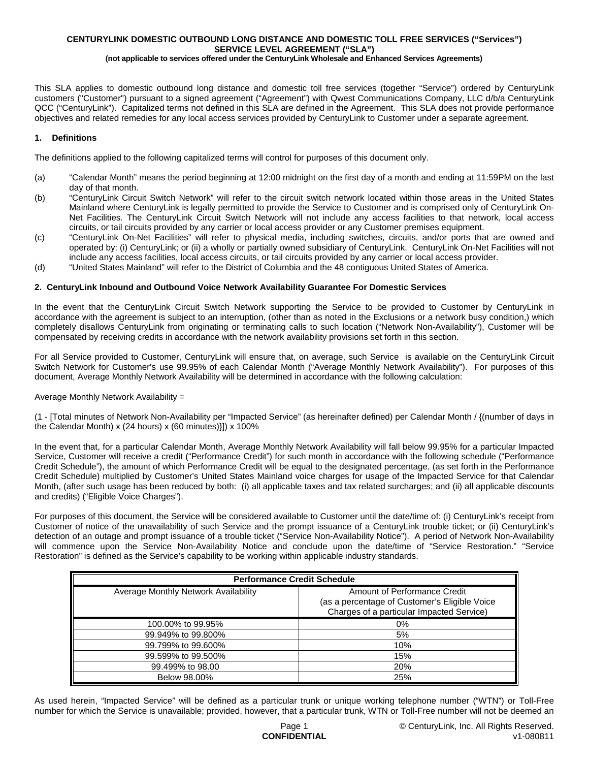**CENTURYLINK DOMESTIC OUTBOUND LONG DISTANCE AND DOMESTIC TOLL FREE SERVICES ("Services")**
**SERVICE LEVEL AGREEMENT ("SLA")**
**(not applicable to services offered under the CenturyLink Wholesale and Enhanced Services Agreements)**

This SLA applies to domestic outbound long distance and domestic toll free services (together "Service") ordered by CenturyLink customers ("Customer") pursuant to a signed agreement ("Agreement") with Qwest Communications Company, LLC d/b/a CenturyLink QCC ("CenturyLink"). Capitalized terms not defined in this SLA are defined in the Agreement. This SLA does not provide performance objectives and related remedies for any local access services provided by CenturyLink to Customer under a separate agreement.

## 1. Definitions

The definitions applied to the following capitalized terms will control for purposes of this document only.

(a) "Calendar Month" means the period beginning at 12:00 midnight on the first day of a month and ending at 11:59PM on the last day of that month.

(b) "CenturyLink Circuit Switch Network" will refer to the circuit switch network located within those areas in the United States Mainland where CenturyLink is legally permitted to provide the Service to Customer and is comprised only of CenturyLink On-Net Facilities. The CenturyLink Circuit Switch Network will not include any access facilities to that network, local access circuits, or tail circuits provided by any carrier or local access provider or any Customer premises equipment.

(c) "CenturyLink On-Net Facilities" will refer to physical media, including switches, circuits, and/or ports that are owned and operated by: (i) CenturyLink; or (ii) a wholly or partially owned subsidiary of CenturyLink. CenturyLink On-Net Facilities will not include any access facilities, local access circuits, or tail circuits provided by any carrier or local access provider.

(d) "United States Mainland" will refer to the District of Columbia and the 48 contiguous United States of America.

## 2. CenturyLink Inbound and Outbound Voice Network Availability Guarantee For Domestic Services

In the event that the CenturyLink Circuit Switch Network supporting the Service to be provided to Customer by CenturyLink in accordance with the agreement is subject to an interruption, (other than as noted in the Exclusions or a network busy condition,) which completely disallows CenturyLink from originating or terminating calls to such location ("Network Non-Availability"), Customer will be compensated by receiving credits in accordance with the network availability provisions set forth in this section.

For all Service provided to Customer, CenturyLink will ensure that, on average, such Service is available on the CenturyLink Circuit Switch Network for Customer's use 99.95% of each Calendar Month ("Average Monthly Network Availability"). For purposes of this document, Average Monthly Network Availability will be determined in accordance with the following calculation:

Average Monthly Network Availability =

(1 - [Total minutes of Network Non-Availability per "Impacted Service" (as hereinafter defined) per Calendar Month / {(number of days in the Calendar Month) x (24 hours) x (60 minutes)}]) x 100%

In the event that, for a particular Calendar Month, Average Monthly Network Availability will fall below 99.95% for a particular Impacted Service, Customer will receive a credit ("Performance Credit") for such month in accordance with the following schedule ("Performance Credit Schedule"), the amount of which Performance Credit will be equal to the designated percentage, (as set forth in the Performance Credit Schedule) multiplied by Customer's United States Mainland voice charges for usage of the Impacted Service for that Calendar Month, (after such usage has been reduced by both: (i) all applicable taxes and tax related surcharges; and (ii) all applicable discounts and credits) ("Eligible Voice Charges").

For purposes of this document, the Service will be considered available to Customer until the date/time of: (i) CenturyLink's receipt from Customer of notice of the unavailability of such Service and the prompt issuance of a CenturyLink trouble ticket; or (ii) CenturyLink's detection of an outage and prompt issuance of a trouble ticket ("Service Non-Availability Notice"). A period of Network Non-Availability will commence upon the Service Non-Availability Notice and conclude upon the date/time of "Service Restoration." "Service Restoration" is defined as the Service's capability to be working within applicable industry standards.

| **Performance Credit Schedule** | |
|---|---|
| Average Monthly Network Availability | Amount of Performance Credit (as a percentage of Customer's Eligible Voice Charges of a particular Impacted Service) |
| 100.00% to 99.95% | 0% |
| 99.949% to 99.800% | 5% |
| 99.799% to 99.600% | 10% |
| 99.599% to 99.500% | 15% |
| 99.499% to 98.00 | 20% |
| Below 98.00% | 25% |

As used herein, "Impacted Service" will be defined as a particular trunk or unique working telephone number ("WTN") or Toll-Free number for which the Service is unavailable; provided, however, that a particular trunk, WTN or Toll-Free number will not be deemed an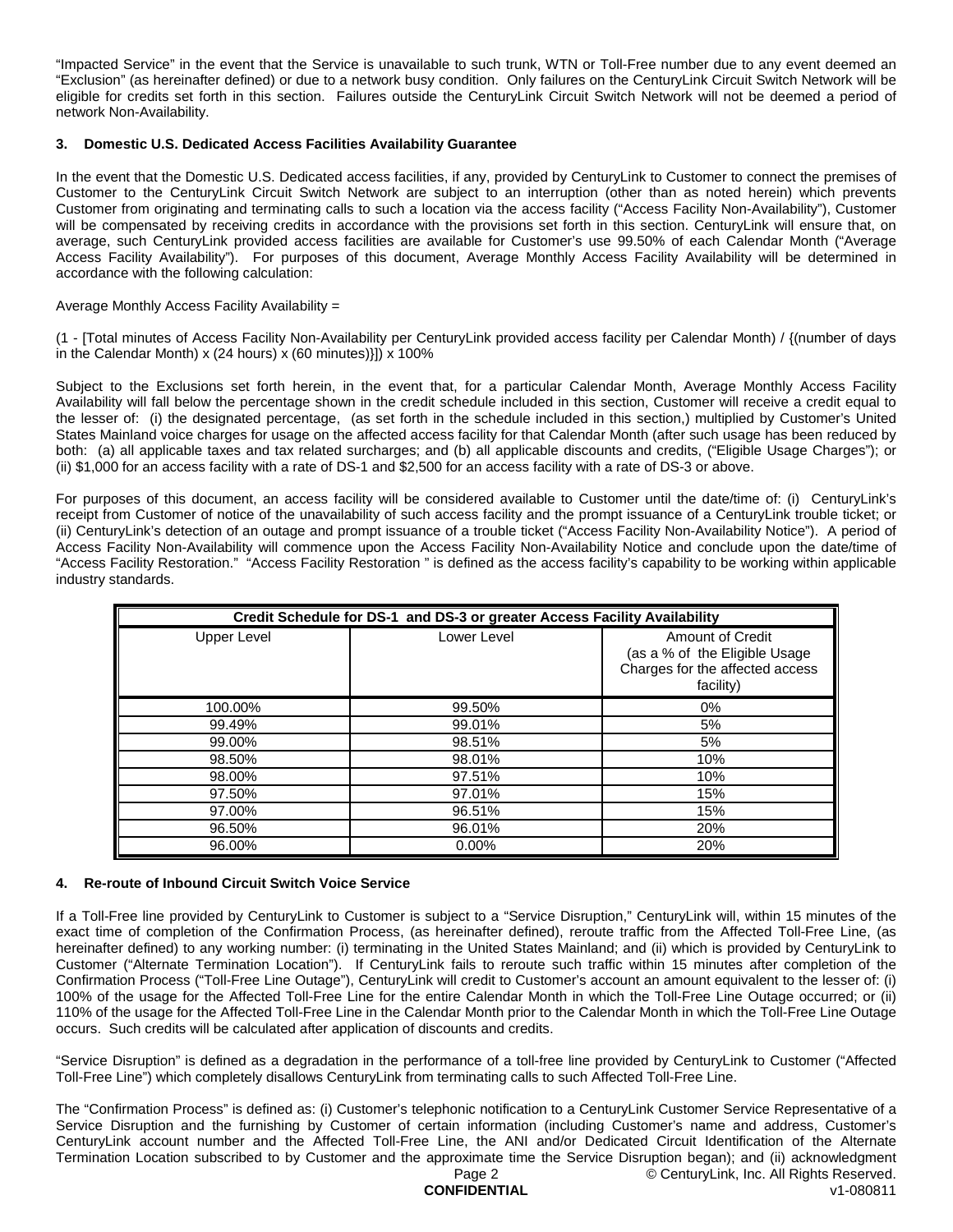"Impacted Service" in the event that the Service is unavailable to such trunk, WTN or Toll-Free number due to any event deemed an "Exclusion" (as hereinafter defined) or due to a network busy condition. Only failures on the CenturyLink Circuit Switch Network will be eligible for credits set forth in this section. Failures outside the CenturyLink Circuit Switch Network will not be deemed a period of network Non-Availability.

### 3. Domestic U.S. Dedicated Access Facilities Availability Guarantee

In the event that the Domestic U.S. Dedicated access facilities, if any, provided by CenturyLink to Customer to connect the premises of Customer to the CenturyLink Circuit Switch Network are subject to an interruption (other than as noted herein) which prevents Customer from originating and terminating calls to such a location via the access facility ("Access Facility Non-Availability"), Customer will be compensated by receiving credits in accordance with the provisions set forth in this section. CenturyLink will ensure that, on average, such CenturyLink provided access facilities are available for Customer's use 99.50% of each Calendar Month ("Average Access Facility Availability"). For purposes of this document, Average Monthly Access Facility Availability will be determined in accordance with the following calculation:

Average Monthly Access Facility Availability =

(1 - [Total minutes of Access Facility Non-Availability per CenturyLink provided access facility per Calendar Month) / {(number of days in the Calendar Month) x (24 hours) x (60 minutes)}]) x 100%

Subject to the Exclusions set forth herein, in the event that, for a particular Calendar Month, Average Monthly Access Facility Availability will fall below the percentage shown in the credit schedule included in this section, Customer will receive a credit equal to the lesser of: (i) the designated percentage, (as set forth in the schedule included in this section,) multiplied by Customer's United States Mainland voice charges for usage on the affected access facility for that Calendar Month (after such usage has been reduced by both: (a) all applicable taxes and tax related surcharges; and (b) all applicable discounts and credits, ("Eligible Usage Charges"); or (ii) $1,000 for an access facility with a rate of DS-1 and $2,500 for an access facility with a rate of DS-3 or above.

For purposes of this document, an access facility will be considered available to Customer until the date/time of: (i) CenturyLink's receipt from Customer of notice of the unavailability of such access facility and the prompt issuance of a CenturyLink trouble ticket; or (ii) CenturyLink's detection of an outage and prompt issuance of a trouble ticket ("Access Facility Non-Availability Notice"). A period of Access Facility Non-Availability will commence upon the Access Facility Non-Availability Notice and conclude upon the date/time of "Access Facility Restoration." "Access Facility Restoration " is defined as the access facility's capability to be working within applicable industry standards.

| Credit Schedule for DS-1 and DS-3 or greater Access Facility Availability | | |
|---|---|---|
| Upper Level | Lower Level | Amount of Credit (as a % of the Eligible Usage Charges for the affected access facility) |
| 100.00% | 99.50% | 0% |
| 99.49% | 99.01% | 5% |
| 99.00% | 98.51% | 5% |
| 98.50% | 98.01% | 10% |
| 98.00% | 97.51% | 10% |
| 97.50% | 97.01% | 15% |
| 97.00% | 96.51% | 15% |
| 96.50% | 96.01% | 20% |
| 96.00% | 0.00% | 20% |

### 4. Re-route of Inbound Circuit Switch Voice Service

If a Toll-Free line provided by CenturyLink to Customer is subject to a "Service Disruption," CenturyLink will, within 15 minutes of the exact time of completion of the Confirmation Process, (as hereinafter defined), reroute traffic from the Affected Toll-Free Line, (as hereinafter defined) to any working number: (i) terminating in the United States Mainland; and (ii) which is provided by CenturyLink to Customer ("Alternate Termination Location"). If CenturyLink fails to reroute such traffic within 15 minutes after completion of the Confirmation Process ("Toll-Free Line Outage"), CenturyLink will credit to Customer's account an amount equivalent to the lesser of: (i) 100% of the usage for the Affected Toll-Free Line for the entire Calendar Month in which the Toll-Free Line Outage occurred; or (ii) 110% of the usage for the Affected Toll-Free Line in the Calendar Month prior to the Calendar Month in which the Toll-Free Line Outage occurs. Such credits will be calculated after application of discounts and credits.

"Service Disruption" is defined as a degradation in the performance of a toll-free line provided by CenturyLink to Customer ("Affected Toll-Free Line") which completely disallows CenturyLink from terminating calls to such Affected Toll-Free Line.

The "Confirmation Process" is defined as: (i) Customer's telephonic notification to a CenturyLink Customer Service Representative of a Service Disruption and the furnishing by Customer of certain information (including Customer's name and address, Customer's CenturyLink account number and the Affected Toll-Free Line, the ANI and/or Dedicated Circuit Identification of the Alternate Termination Location subscribed to by Customer and the approximate time the Service Disruption began); and (ii) acknowledgment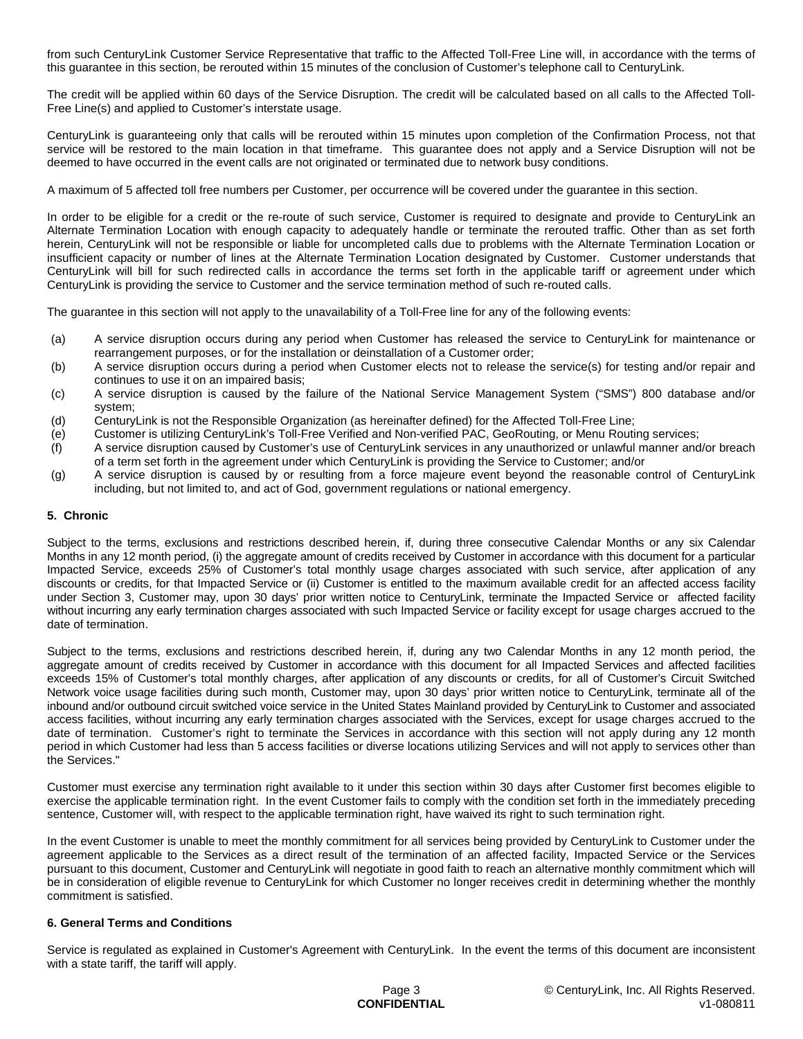from such CenturyLink Customer Service Representative that traffic to the Affected Toll-Free Line will, in accordance with the terms of this guarantee in this section, be rerouted within 15 minutes of the conclusion of Customer's telephone call to CenturyLink.

The credit will be applied within 60 days of the Service Disruption. The credit will be calculated based on all calls to the Affected Toll-Free Line(s) and applied to Customer's interstate usage.

CenturyLink is guaranteeing only that calls will be rerouted within 15 minutes upon completion of the Confirmation Process, not that service will be restored to the main location in that timeframe. This guarantee does not apply and a Service Disruption will not be deemed to have occurred in the event calls are not originated or terminated due to network busy conditions.

A maximum of 5 affected toll free numbers per Customer, per occurrence will be covered under the guarantee in this section.

In order to be eligible for a credit or the re-route of such service, Customer is required to designate and provide to CenturyLink an Alternate Termination Location with enough capacity to adequately handle or terminate the rerouted traffic. Other than as set forth herein, CenturyLink will not be responsible or liable for uncompleted calls due to problems with the Alternate Termination Location or insufficient capacity or number of lines at the Alternate Termination Location designated by Customer. Customer understands that CenturyLink will bill for such redirected calls in accordance the terms set forth in the applicable tariff or agreement under which CenturyLink is providing the service to Customer and the service termination method of such re-routed calls.

The guarantee in this section will not apply to the unavailability of a Toll-Free line for any of the following events:

(a) A service disruption occurs during any period when Customer has released the service to CenturyLink for maintenance or rearrangement purposes, or for the installation or deinstallation of a Customer order;
(b) A service disruption occurs during a period when Customer elects not to release the service(s) for testing and/or repair and continues to use it on an impaired basis;
(c) A service disruption is caused by the failure of the National Service Management System ("SMS") 800 database and/or system;
(d) CenturyLink is not the Responsible Organization (as hereinafter defined) for the Affected Toll-Free Line;
(e) Customer is utilizing CenturyLink's Toll-Free Verified and Non-verified PAC, GeoRouting, or Menu Routing services;
(f) A service disruption caused by Customer's use of CenturyLink services in any unauthorized or unlawful manner and/or breach of a term set forth in the agreement under which CenturyLink is providing the Service to Customer; and/or
(g) A service disruption is caused by or resulting from a force majeure event beyond the reasonable control of CenturyLink including, but not limited to, and act of God, government regulations or national emergency.

## 5. Chronic

Subject to the terms, exclusions and restrictions described herein, if, during three consecutive Calendar Months or any six Calendar Months in any 12 month period, (i) the aggregate amount of credits received by Customer in accordance with this document for a particular Impacted Service, exceeds 25% of Customer's total monthly usage charges associated with such service, after application of any discounts or credits, for that Impacted Service or (ii) Customer is entitled to the maximum available credit for an affected access facility under Section 3, Customer may, upon 30 days' prior written notice to CenturyLink, terminate the Impacted Service or affected facility without incurring any early termination charges associated with such Impacted Service or facility except for usage charges accrued to the date of termination.

Subject to the terms, exclusions and restrictions described herein, if, during any two Calendar Months in any 12 month period, the aggregate amount of credits received by Customer in accordance with this document for all Impacted Services and affected facilities exceeds 15% of Customer's total monthly charges, after application of any discounts or credits, for all of Customer's Circuit Switched Network voice usage facilities during such month, Customer may, upon 30 days' prior written notice to CenturyLink, terminate all of the inbound and/or outbound circuit switched voice service in the United States Mainland provided by CenturyLink to Customer and associated access facilities, without incurring any early termination charges associated with the Services, except for usage charges accrued to the date of termination. Customer's right to terminate the Services in accordance with this section will not apply during any 12 month period in which Customer had less than 5 access facilities or diverse locations utilizing Services and will not apply to services other than the Services."

Customer must exercise any termination right available to it under this section within 30 days after Customer first becomes eligible to exercise the applicable termination right. In the event Customer fails to comply with the condition set forth in the immediately preceding sentence, Customer will, with respect to the applicable termination right, have waived its right to such termination right.

In the event Customer is unable to meet the monthly commitment for all services being provided by CenturyLink to Customer under the agreement applicable to the Services as a direct result of the termination of an affected facility, Impacted Service or the Services pursuant to this document, Customer and CenturyLink will negotiate in good faith to reach an alternative monthly commitment which will be in consideration of eligible revenue to CenturyLink for which Customer no longer receives credit in determining whether the monthly commitment is satisfied.

## 6. General Terms and Conditions

Service is regulated as explained in Customer's Agreement with CenturyLink. In the event the terms of this document are inconsistent with a state tariff, the tariff will apply.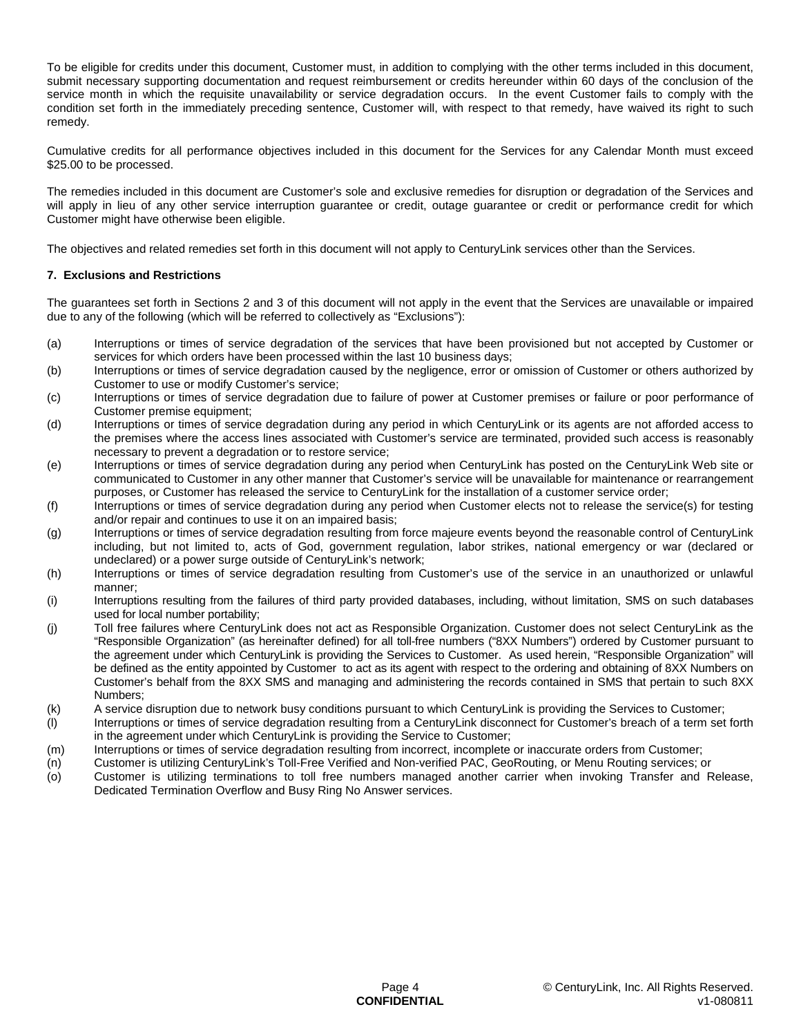To be eligible for credits under this document, Customer must, in addition to complying with the other terms included in this document, submit necessary supporting documentation and request reimbursement or credits hereunder within 60 days of the conclusion of the service month in which the requisite unavailability or service degradation occurs. In the event Customer fails to comply with the condition set forth in the immediately preceding sentence, Customer will, with respect to that remedy, have waived its right to such remedy.

Cumulative credits for all performance objectives included in this document for the Services for any Calendar Month must exceed $25.00 to be processed.

The remedies included in this document are Customer's sole and exclusive remedies for disruption or degradation of the Services and will apply in lieu of any other service interruption guarantee or credit, outage guarantee or credit or performance credit for which Customer might have otherwise been eligible.

The objectives and related remedies set forth in this document will not apply to CenturyLink services other than the Services.

**7. Exclusions and Restrictions**

The guarantees set forth in Sections 2 and 3 of this document will not apply in the event that the Services are unavailable or impaired due to any of the following (which will be referred to collectively as "Exclusions"):

(a) Interruptions or times of service degradation of the services that have been provisioned but not accepted by Customer or services for which orders have been processed within the last 10 business days;

(b) Interruptions or times of service degradation caused by the negligence, error or omission of Customer or others authorized by Customer to use or modify Customer's service;

(c) Interruptions or times of service degradation due to failure of power at Customer premises or failure or poor performance of Customer premise equipment;

(d) Interruptions or times of service degradation during any period in which CenturyLink or its agents are not afforded access to the premises where the access lines associated with Customer's service are terminated, provided such access is reasonably necessary to prevent a degradation or to restore service;

(e) Interruptions or times of service degradation during any period when CenturyLink has posted on the CenturyLink Web site or communicated to Customer in any other manner that Customer's service will be unavailable for maintenance or rearrangement purposes, or Customer has released the service to CenturyLink for the installation of a customer service order;

(f) Interruptions or times of service degradation during any period when Customer elects not to release the service(s) for testing and/or repair and continues to use it on an impaired basis;

(g) Interruptions or times of service degradation resulting from force majeure events beyond the reasonable control of CenturyLink including, but not limited to, acts of God, government regulation, labor strikes, national emergency or war (declared or undeclared) or a power surge outside of CenturyLink's network;

(h) Interruptions or times of service degradation resulting from Customer's use of the service in an unauthorized or unlawful manner;

(i) Interruptions resulting from the failures of third party provided databases, including, without limitation, SMS on such databases used for local number portability;

(j) Toll free failures where CenturyLink does not act as Responsible Organization. Customer does not select CenturyLink as the "Responsible Organization" (as hereinafter defined) for all toll-free numbers ("8XX Numbers") ordered by Customer pursuant to the agreement under which CenturyLink is providing the Services to Customer. As used herein, "Responsible Organization" will be defined as the entity appointed by Customer to act as its agent with respect to the ordering and obtaining of 8XX Numbers on Customer's behalf from the 8XX SMS and managing and administering the records contained in SMS that pertain to such 8XX Numbers;

(k) A service disruption due to network busy conditions pursuant to which CenturyLink is providing the Services to Customer;

(l) Interruptions or times of service degradation resulting from a CenturyLink disconnect for Customer's breach of a term set forth in the agreement under which CenturyLink is providing the Service to Customer;

(m) Interruptions or times of service degradation resulting from incorrect, incomplete or inaccurate orders from Customer;

(n) Customer is utilizing CenturyLink's Toll-Free Verified and Non-verified PAC, GeoRouting, or Menu Routing services; or

(o) Customer is utilizing terminations to toll free numbers managed another carrier when invoking Transfer and Release, Dedicated Termination Overflow and Busy Ring No Answer services.